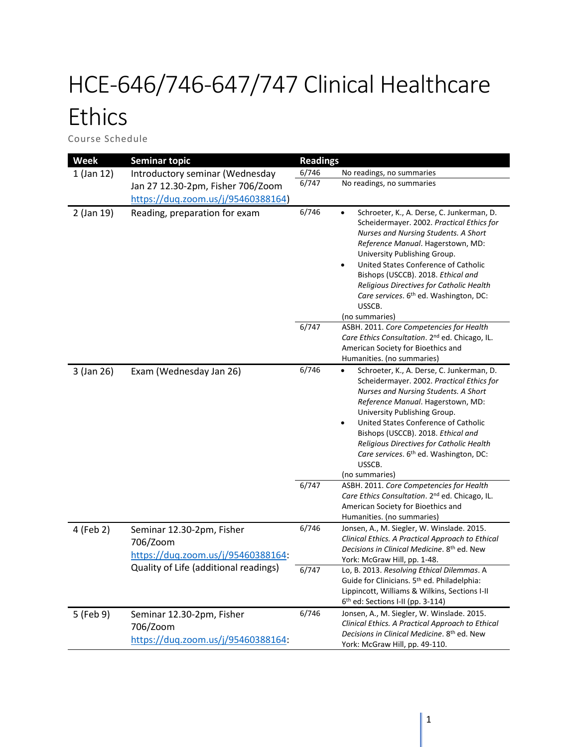# HCE-646/746-647/747 Clinical Healthcare Ethics

Course Schedule

| Week | Seminar topic | Readings | |
|---|---|---|---|
| 1 (Jan 12) | Introductory seminar (Wednesday Jan 27 12.30-2pm, Fisher 706/Zoom https://duq.zoom.us/j/95460388164) | 6/746 | No readings, no summaries |
| | | 6/747 | No readings, no summaries |
| 2 (Jan 19) | Reading, preparation for exam | 6/746 | • Schroeter, K., A. Derse, C. Junkerman, D. Scheidermayer. 2002. *Practical Ethics for Nurses and Nursing Students. A Short Reference Manual*. Hagerstown, MD: University Publishing Group. • United States Conference of Catholic Bishops (USCCB). 2018. *Ethical and Religious Directives for Catholic Health Care services*. 6th ed. Washington, DC: USSCB. (no summaries) |
| | | 6/747 | ASBH. 2011. *Core Competencies for Health Care Ethics Consultation*. 2nd ed. Chicago, IL. American Society for Bioethics and Humanities. (no summaries) |
| 3 (Jan 26) | Exam (Wednesday Jan 26) | 6/746 | • Schroeter, K., A. Derse, C. Junkerman, D. Scheidermayer. 2002. *Practical Ethics for Nurses and Nursing Students. A Short Reference Manual*. Hagerstown, MD: University Publishing Group. • United States Conference of Catholic Bishops (USCCB). 2018. *Ethical and Religious Directives for Catholic Health Care services*. 6th ed. Washington, DC: USSCB. (no summaries) |
| | | 6/747 | ASBH. 2011. *Core Competencies for Health Care Ethics Consultation*. 2nd ed. Chicago, IL. American Society for Bioethics and Humanities. (no summaries) |
| 4 (Feb 2) | Seminar 12.30-2pm, Fisher 706/Zoom https://duq.zoom.us/j/95460388164: Quality of Life (additional readings) | 6/746 | Jonsen, A., M. Siegler, W. Winslade. 2015. *Clinical Ethics. A Practical Approach to Ethical Decisions in Clinical Medicine*. 8th ed. New York: McGraw Hill, pp. 1-48. |
| | | 6/747 | Lo, B. 2013. *Resolving Ethical Dilemmas*. A Guide for Clinicians. 5th ed. Philadelphia: Lippincott, Williams & Wilkins, Sections I-II 6th ed: Sections I-II (pp. 3-114) |
| 5 (Feb 9) | Seminar 12.30-2pm, Fisher 706/Zoom https://duq.zoom.us/j/95460388164: | 6/746 | Jonsen, A., M. Siegler, W. Winslade. 2015. *Clinical Ethics. A Practical Approach to Ethical Decisions in Clinical Medicine*. 8th ed. New York: McGraw Hill, pp. 49-110. |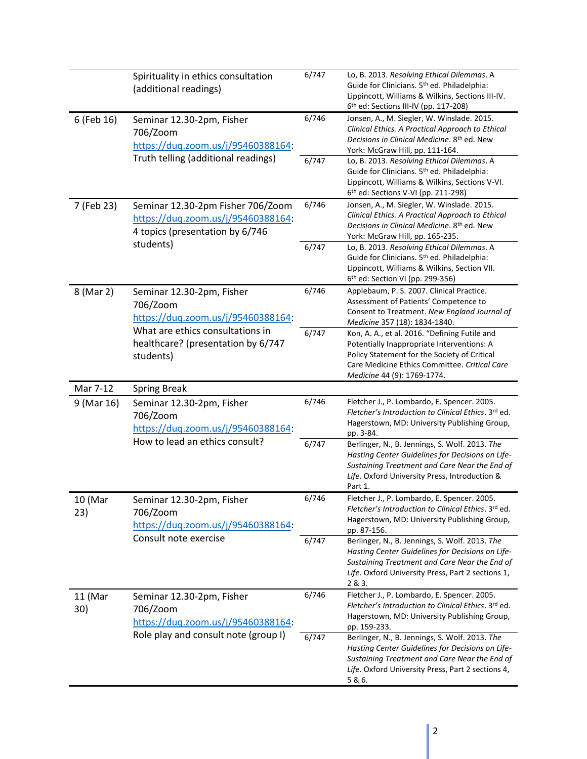| | | | |
|---|---|---|---|
| | Spirituality in ethics consultation (additional readings) | 6/747 | Lo, B. 2013. *Resolving Ethical Dilemmas*. A Guide for Clinicians. 5th ed. Philadelphia: Lippincott, Williams & Wilkins, Sections III-IV. 6th ed: Sections III-IV (pp. 117-208) |
| 6 (Feb 16) | Seminar 12.30-2pm, Fisher 706/Zoom https://duq.zoom.us/j/95460388164: Truth telling (additional readings) | 6/746 | Jonsen, A., M. Siegler, W. Winslade. 2015. *Clinical Ethics. A Practical Approach to Ethical Decisions in Clinical Medicine*. 8th ed. New York: McGraw Hill, pp. 111-164. |
| | | 6/747 | Lo, B. 2013. *Resolving Ethical Dilemmas*. A Guide for Clinicians. 5th ed. Philadelphia: Lippincott, Williams & Wilkins, Sections V-VI. 6th ed: Sections V-VI (pp. 211-298) |
| 7 (Feb 23) | Seminar 12.30-2pm Fisher 706/Zoom https://duq.zoom.us/j/95460388164: 4 topics (presentation by 6/746 students) | 6/746 | Jonsen, A., M. Siegler, W. Winslade. 2015. *Clinical Ethics. A Practical Approach to Ethical Decisions in Clinical Medicine*. 8th ed. New York: McGraw Hill, pp. 165-235. |
| | | 6/747 | Lo, B. 2013. *Resolving Ethical Dilemmas*. A Guide for Clinicians. 5th ed. Philadelphia: Lippincott, Williams & Wilkins, Section VII. 6th ed: Section VI (pp. 299-356) |
| 8 (Mar 2) | Seminar 12.30-2pm, Fisher 706/Zoom https://duq.zoom.us/j/95460388164: What are ethics consultations in healthcare? (presentation by 6/747 students) | 6/746 | Applebaum, P. S. 2007. Clinical Practice. Assessment of Patients' Competence to Consent to Treatment. *New England Journal of Medicine* 357 (18): 1834-1840. |
| | | 6/747 | Kon, A. A., et al. 2016. "Defining Futile and Potentially Inappropriate Interventions: A Policy Statement for the Society of Critical Care Medicine Ethics Committee. *Critical Care Medicine* 44 (9): 1769-1774. |
| Mar 7-12 | Spring Break | | |
| 9 (Mar 16) | Seminar 12.30-2pm, Fisher 706/Zoom https://duq.zoom.us/j/95460388164: How to lead an ethics consult? | 6/746 | Fletcher J., P. Lombardo, E. Spencer. 2005. *Fletcher's Introduction to Clinical Ethics*. 3rd ed. Hagerstown, MD: University Publishing Group, pp. 3-84. |
| | | 6/747 | Berlinger, N., B. Jennings, S. Wolf. 2013. *The Hasting Center Guidelines for Decisions on Life-Sustaining Treatment and Care Near the End of Life*. Oxford University Press, Introduction & Part 1. |
| 10 (Mar 23) | Seminar 12.30-2pm, Fisher 706/Zoom https://duq.zoom.us/j/95460388164: Consult note exercise | 6/746 | Fletcher J., P. Lombardo, E. Spencer. 2005. *Fletcher's Introduction to Clinical Ethics*. 3rd ed. Hagerstown, MD: University Publishing Group, pp. 87-156. |
| | | 6/747 | Berlinger, N., B. Jennings, S. Wolf. 2013. *The Hasting Center Guidelines for Decisions on Life-Sustaining Treatment and Care Near the End of Life*. Oxford University Press, Part 2 sections 1, 2 & 3. |
| 11 (Mar 30) | Seminar 12.30-2pm, Fisher 706/Zoom https://duq.zoom.us/j/95460388164: Role play and consult note (group I) | 6/746 | Fletcher J., P. Lombardo, E. Spencer. 2005. *Fletcher's Introduction to Clinical Ethics*. 3rd ed. Hagerstown, MD: University Publishing Group, pp. 159-233. |
| | | 6/747 | Berlinger, N., B. Jennings, S. Wolf. 2013. *The Hasting Center Guidelines for Decisions on Life-Sustaining Treatment and Care Near the End of Life*. Oxford University Press, Part 2 sections 4, 5 & 6. |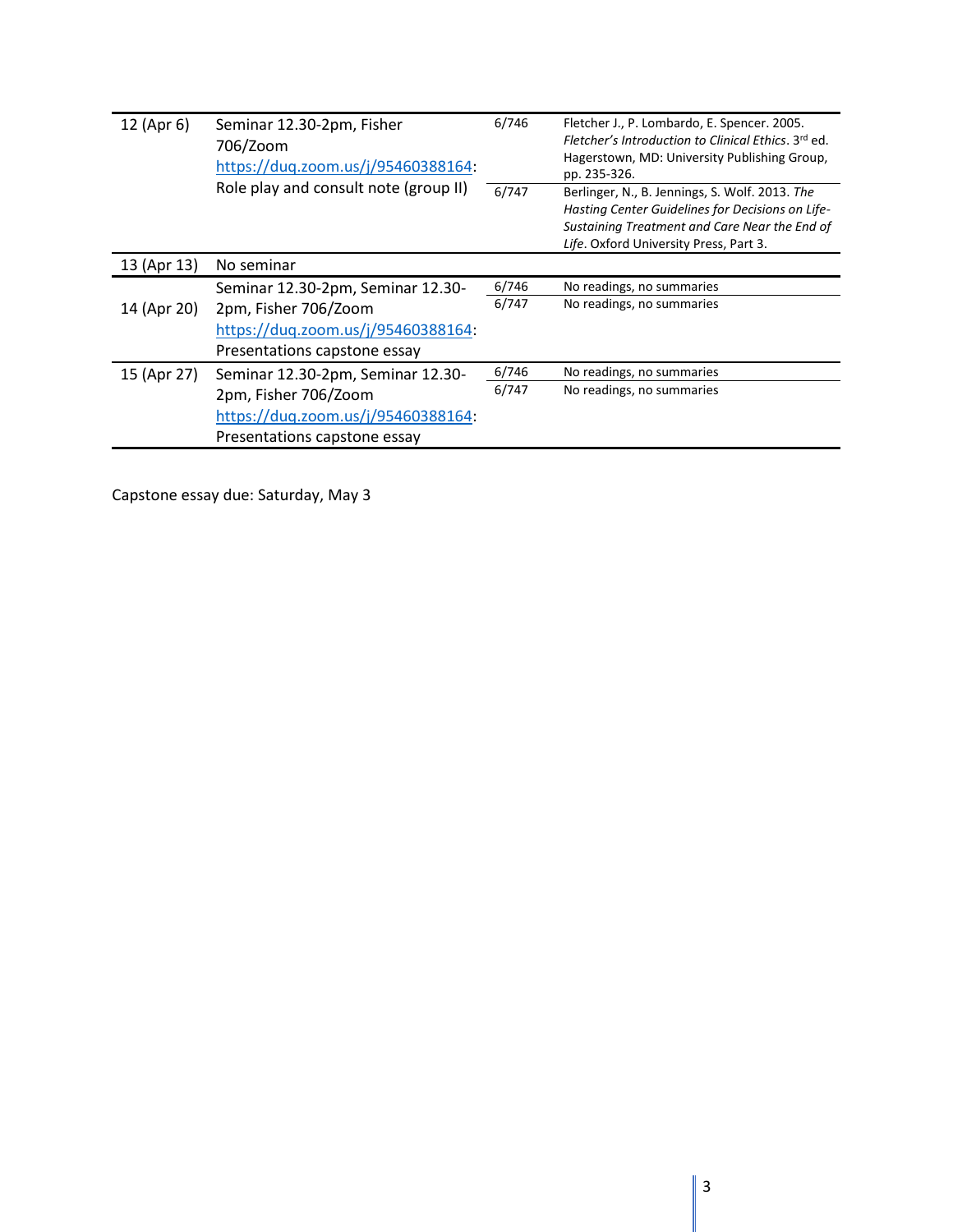| | | | |
|---|---|---|---|
| 12 (Apr 6) | Seminar 12.30-2pm, Fisher 706/Zoom https://duq.zoom.us/j/95460388164: Role play and consult note (group II) | 6/746 | Fletcher J., P. Lombardo, E. Spencer. 2005. *Fletcher's Introduction to Clinical Ethics*. 3rd ed. Hagerstown, MD: University Publishing Group, pp. 235-326. |
| | | 6/747 | Berlinger, N., B. Jennings, S. Wolf. 2013. *The Hasting Center Guidelines for Decisions on Life-Sustaining Treatment and Care Near the End of Life*. Oxford University Press, Part 3. |
| 13 (Apr 13) | No seminar | | |
| 14 (Apr 20) | Seminar 12.30-2pm, Seminar 12.30-2pm, Fisher 706/Zoom https://duq.zoom.us/j/95460388164: Presentations capstone essay | 6/746 | No readings, no summaries |
| | | 6/747 | No readings, no summaries |
| 15 (Apr 27) | Seminar 12.30-2pm, Seminar 12.30-2pm, Fisher 706/Zoom https://duq.zoom.us/j/95460388164: Presentations capstone essay | 6/746 | No readings, no summaries |
| | | 6/747 | No readings, no summaries |

Capstone essay due: Saturday, May 3